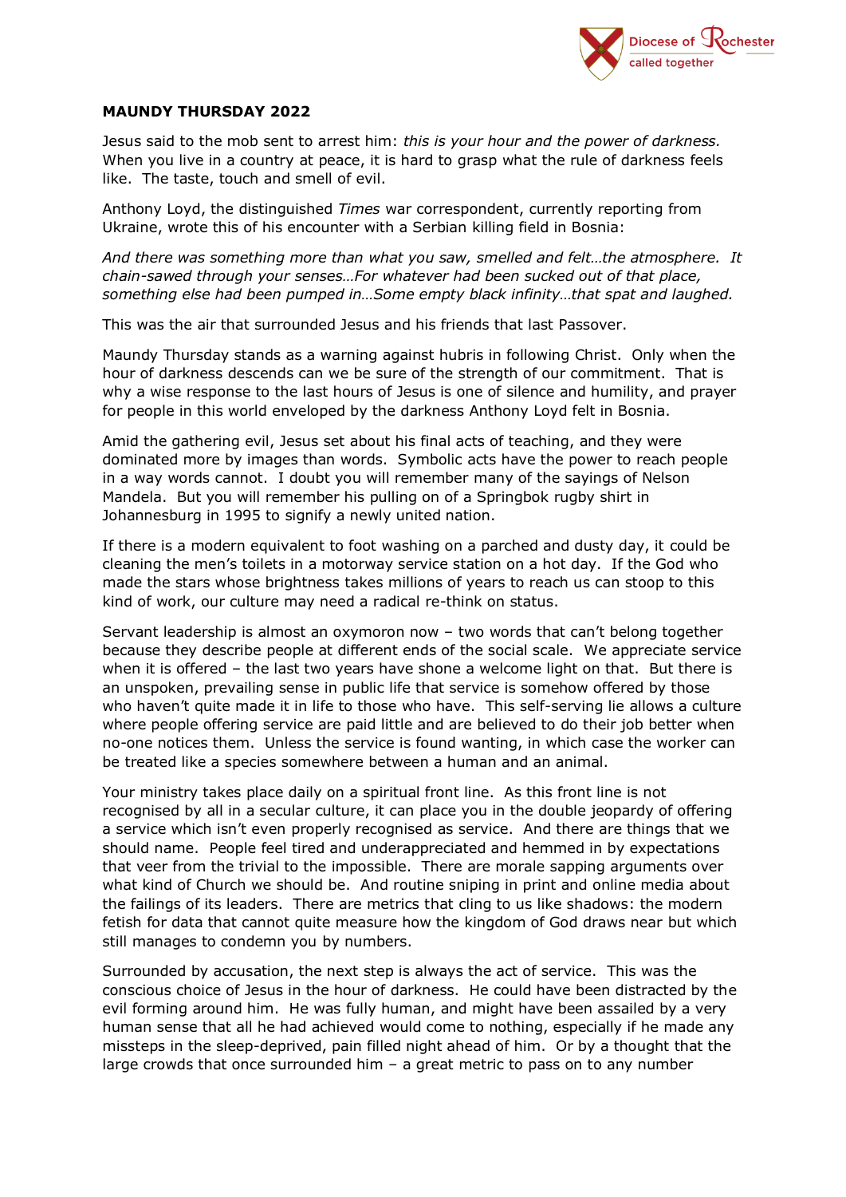**MAUNDY THURSDAY 2022**

Jesus said to the mob sent to arrest him: *this is your hour and the power of darkness.* When you live in a country at peace, it is hard to grasp what the rule of darkness feels like. The taste, touch and smell of evil.

Anthony Loyd, the distinguished *Times* war correspondent, currently reporting from Ukraine, wrote this of his encounter with a Serbian killing field in Bosnia:

*And there was something more than what you saw, smelled and felt…the atmosphere. It chain-sawed through your senses…For whatever had been sucked out of that place, something else had been pumped in…Some empty black infinity…that spat and laughed.*

This was the air that surrounded Jesus and his friends that last Passover.

Maundy Thursday stands as a warning against hubris in following Christ. Only when the hour of darkness descends can we be sure of the strength of our commitment. That is why a wise response to the last hours of Jesus is one of silence and humility, and prayer for people in this world enveloped by the darkness Anthony Loyd felt in Bosnia.

Amid the gathering evil, Jesus set about his final acts of teaching, and they were dominated more by images than words. Symbolic acts have the power to reach people in a way words cannot. I doubt you will remember many of the sayings of Nelson Mandela. But you will remember his pulling on of a Springbok rugby shirt in Johannesburg in 1995 to signify a newly united nation.

If there is a modern equivalent to foot washing on a parched and dusty day, it could be cleaning the men's toilets in a motorway service station on a hot day. If the God who made the stars whose brightness takes millions of years to reach us can stoop to this kind of work, our culture may need a radical re-think on status.

Servant leadership is almost an oxymoron now – two words that can't belong together because they describe people at different ends of the social scale. We appreciate service when it is offered – the last two years have shone a welcome light on that. But there is an unspoken, prevailing sense in public life that service is somehow offered by those who haven't quite made it in life to those who have. This self-serving lie allows a culture where people offering service are paid little and are believed to do their job better when no-one notices them. Unless the service is found wanting, in which case the worker can be treated like a species somewhere between a human and an animal.

Your ministry takes place daily on a spiritual front line. As this front line is not recognised by all in a secular culture, it can place you in the double jeopardy of offering a service which isn't even properly recognised as service. And there are things that we should name. People feel tired and underappreciated and hemmed in by expectations that veer from the trivial to the impossible. There are morale sapping arguments over what kind of Church we should be. And routine sniping in print and online media about the failings of its leaders. There are metrics that cling to us like shadows: the modern fetish for data that cannot quite measure how the kingdom of God draws near but which still manages to condemn you by numbers.

Surrounded by accusation, the next step is always the act of service. This was the conscious choice of Jesus in the hour of darkness. He could have been distracted by the evil forming around him. He was fully human, and might have been assailed by a very human sense that all he had achieved would come to nothing, especially if he made any missteps in the sleep-deprived, pain filled night ahead of him. Or by a thought that the large crowds that once surrounded him – a great metric to pass on to any number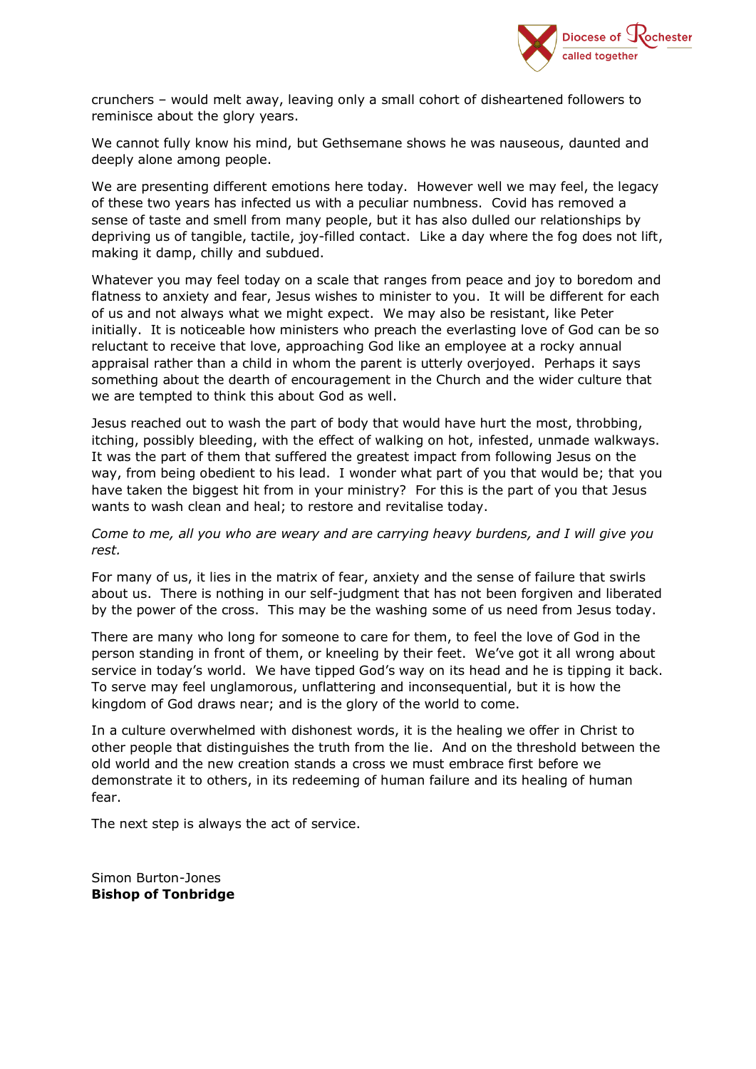crunchers – would melt away, leaving only a small cohort of disheartened followers to reminisce about the glory years.

We cannot fully know his mind, but Gethsemane shows he was nauseous, daunted and deeply alone among people.

We are presenting different emotions here today. However well we may feel, the legacy of these two years has infected us with a peculiar numbness. Covid has removed a sense of taste and smell from many people, but it has also dulled our relationships by depriving us of tangible, tactile, joy-filled contact. Like a day where the fog does not lift, making it damp, chilly and subdued.

Whatever you may feel today on a scale that ranges from peace and joy to boredom and flatness to anxiety and fear, Jesus wishes to minister to you. It will be different for each of us and not always what we might expect. We may also be resistant, like Peter initially. It is noticeable how ministers who preach the everlasting love of God can be so reluctant to receive that love, approaching God like an employee at a rocky annual appraisal rather than a child in whom the parent is utterly overjoyed. Perhaps it says something about the dearth of encouragement in the Church and the wider culture that we are tempted to think this about God as well.

Jesus reached out to wash the part of body that would have hurt the most, throbbing, itching, possibly bleeding, with the effect of walking on hot, infested, unmade walkways. It was the part of them that suffered the greatest impact from following Jesus on the way, from being obedient to his lead. I wonder what part of you that would be; that you have taken the biggest hit from in your ministry? For this is the part of you that Jesus wants to wash clean and heal; to restore and revitalise today.

*Come to me, all you who are weary and are carrying heavy burdens, and I will give you rest.*

For many of us, it lies in the matrix of fear, anxiety and the sense of failure that swirls about us. There is nothing in our self-judgment that has not been forgiven and liberated by the power of the cross. This may be the washing some of us need from Jesus today.

There are many who long for someone to care for them, to feel the love of God in the person standing in front of them, or kneeling by their feet. We've got it all wrong about service in today's world. We have tipped God's way on its head and he is tipping it back. To serve may feel unglamorous, unflattering and inconsequential, but it is how the kingdom of God draws near; and is the glory of the world to come.

In a culture overwhelmed with dishonest words, it is the healing we offer in Christ to other people that distinguishes the truth from the lie. And on the threshold between the old world and the new creation stands a cross we must embrace first before we demonstrate it to others, in its redeeming of human failure and its healing of human fear.

The next step is always the act of service.

Simon Burton-Jones
**Bishop of Tonbridge**